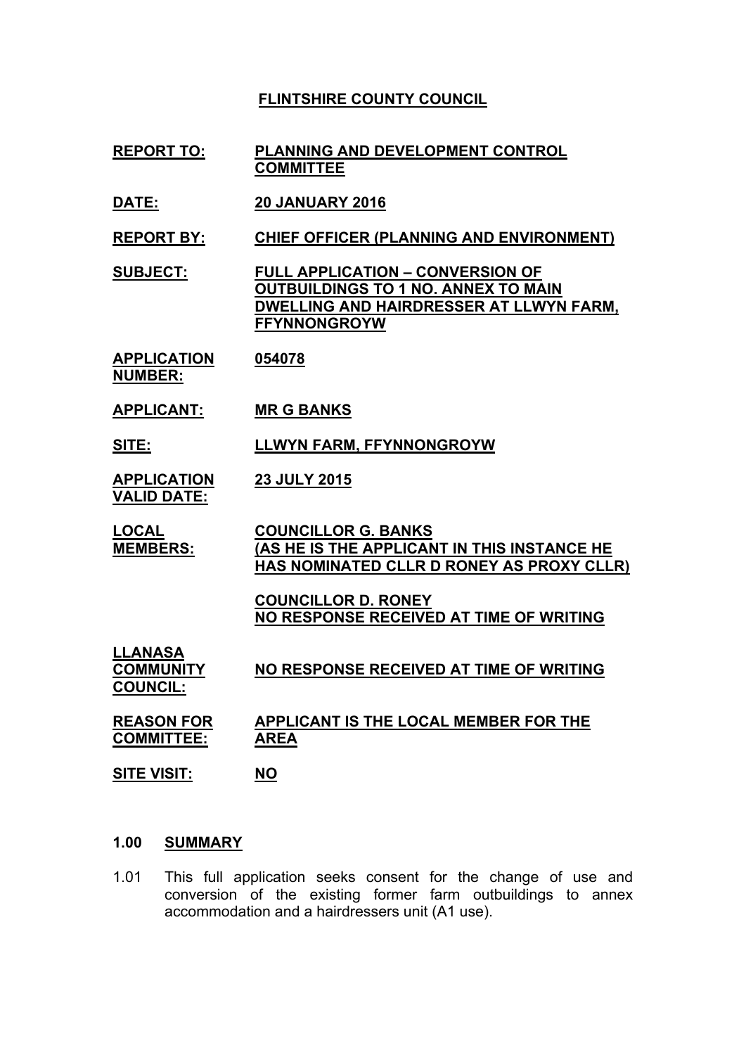# FLINTSHIRE COUNTY COUNCIL

| | |
|---|---|
| **REPORT TO:** | **PLANNING AND DEVELOPMENT CONTROL COMMITTEE** |
| **DATE:** | **20 JANUARY 2016** |
| **REPORT BY:** | **CHIEF OFFICER (PLANNING AND ENVIRONMENT)** |
| **SUBJECT:** | **FULL APPLICATION – CONVERSION OF OUTBUILDINGS TO 1 NO. ANNEX TO MAIN DWELLING AND HAIRDRESSER AT LLWYN FARM, FFYNNONGROYW** |
| **APPLICATION NUMBER:** | **054078** |
| **APPLICANT:** | **MR G BANKS** |
| **SITE:** | **LLWYN FARM, FFYNNONGROYW** |
| **APPLICATION VALID DATE:** | **23 JULY 2015** |
| **LOCAL MEMBERS:** | **COUNCILLOR G. BANKS (AS HE IS THE APPLICANT IN THIS INSTANCE HE HAS NOMINATED CLLR D RONEY AS PROXY CLLR)**<br><br>**COUNCILLOR D. RONEY NO RESPONSE RECEIVED AT TIME OF WRITING** |
| **LLANASA COMMUNITY COUNCIL:** | **NO RESPONSE RECEIVED AT TIME OF WRITING** |
| **REASON FOR COMMITTEE:** | **APPLICANT IS THE LOCAL MEMBER FOR THE AREA** |
| **SITE VISIT:** | **NO** |

## 1.00 SUMMARY

1.01 This full application seeks consent for the change of use and conversion of the existing former farm outbuildings to annex accommodation and a hairdressers unit (A1 use).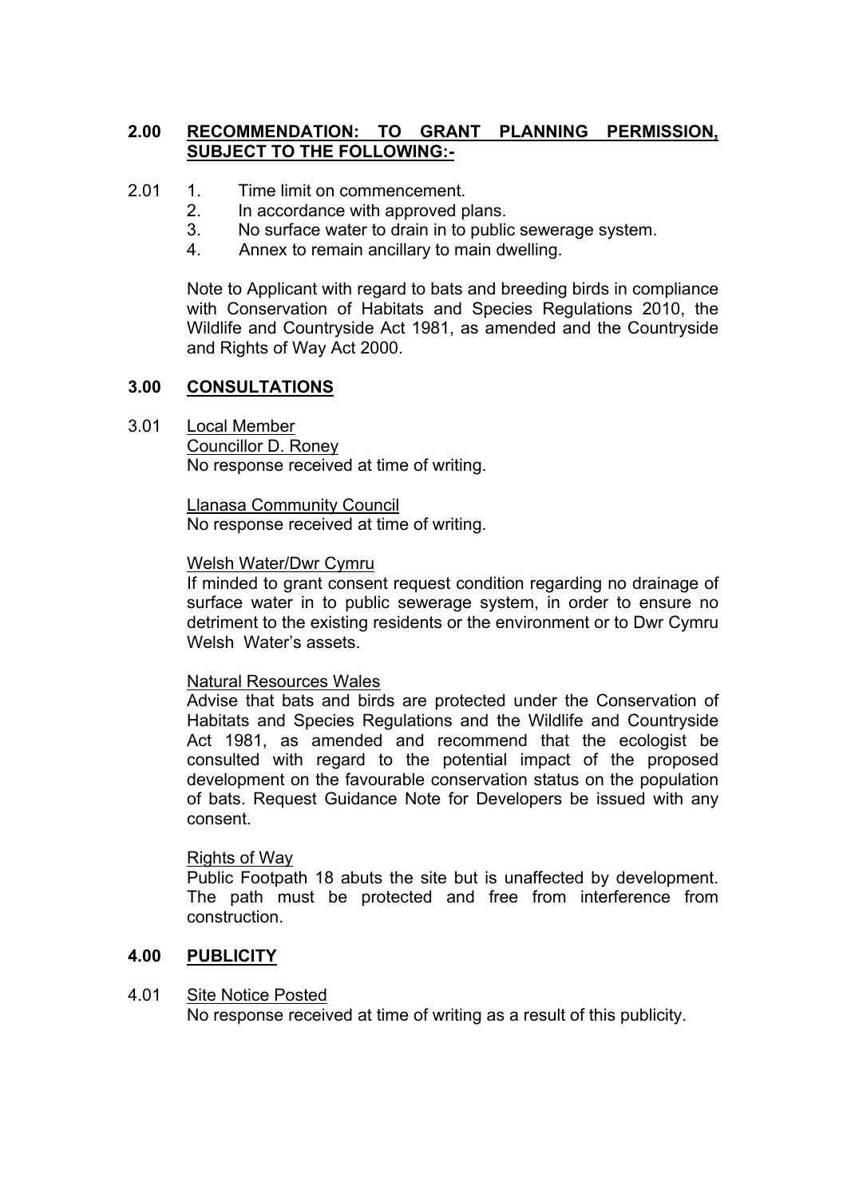## 2.00 <u>RECOMMENDATION: TO GRANT PLANNING PERMISSION, SUBJECT TO THE FOLLOWING:-</u>

2.01
1. Time limit on commencement.
2. In accordance with approved plans.
3. No surface water to drain in to public sewerage system.
4. Annex to remain ancillary to main dwelling.

Note to Applicant with regard to bats and breeding birds in compliance with Conservation of Habitats and Species Regulations 2010, the Wildlife and Countryside Act 1981, as amended and the Countryside and Rights of Way Act 2000.

## 3.00 <u>CONSULTATIONS</u>

3.01 <u>Local Member</u>
<u>Councillor D. Roney</u>
No response received at time of writing.

<u>Llanasa Community Council</u>
No response received at time of writing.

<u>Welsh Water/Dwr Cymru</u>
If minded to grant consent request condition regarding no drainage of surface water in to public sewerage system, in order to ensure no detriment to the existing residents or the environment or to Dwr Cymru Welsh Water's assets.

<u>Natural Resources Wales</u>
Advise that bats and birds are protected under the Conservation of Habitats and Species Regulations and the Wildlife and Countryside Act 1981, as amended and recommend that the ecologist be consulted with regard to the potential impact of the proposed development on the favourable conservation status on the population of bats. Request Guidance Note for Developers be issued with any consent.

<u>Rights of Way</u>
Public Footpath 18 abuts the site but is unaffected by development. The path must be protected and free from interference from construction.

## 4.00 <u>PUBLICITY</u>

4.01 <u>Site Notice Posted</u>
No response received at time of writing as a result of this publicity.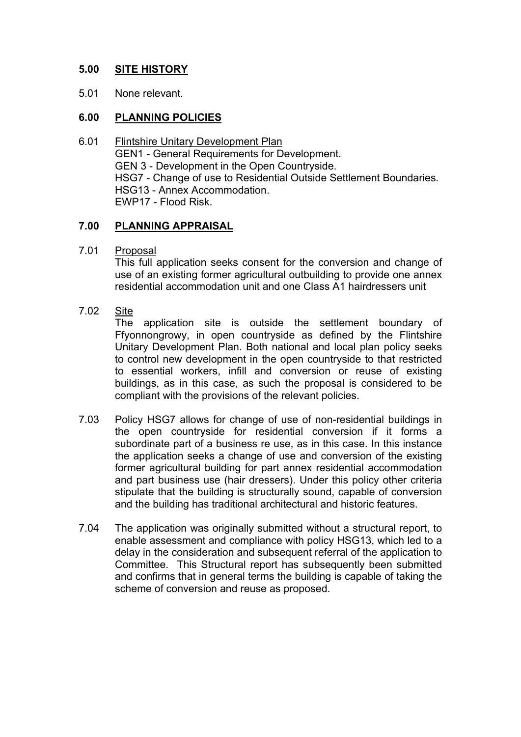## 5.00 SITE HISTORY

5.01 None relevant.

## 6.00 PLANNING POLICIES

6.01 Flintshire Unitary Development Plan
GEN1 - General Requirements for Development.
GEN 3 - Development in the Open Countryside.
HSG7 - Change of use to Residential Outside Settlement Boundaries.
HSG13 - Annex Accommodation.
EWP17 - Flood Risk.

## 7.00 PLANNING APPRAISAL

7.01 Proposal
This full application seeks consent for the conversion and change of use of an existing former agricultural outbuilding to provide one annex residential accommodation unit and one Class A1 hairdressers unit

7.02 Site
The application site is outside the settlement boundary of Ffyonnongrowy, in open countryside as defined by the Flintshire Unitary Development Plan. Both national and local plan policy seeks to control new development in the open countryside to that restricted to essential workers, infill and conversion or reuse of existing buildings, as in this case, as such the proposal is considered to be compliant with the provisions of the relevant policies.

7.03 Policy HSG7 allows for change of use of non-residential buildings in the open countryside for residential conversion if it forms a subordinate part of a business re use, as in this case. In this instance the application seeks a change of use and conversion of the existing former agricultural building for part annex residential accommodation and part business use (hair dressers). Under this policy other criteria stipulate that the building is structurally sound, capable of conversion and the building has traditional architectural and historic features.

7.04 The application was originally submitted without a structural report, to enable assessment and compliance with policy HSG13, which led to a delay in the consideration and subsequent referral of the application to Committee. This Structural report has subsequently been submitted and confirms that in general terms the building is capable of taking the scheme of conversion and reuse as proposed.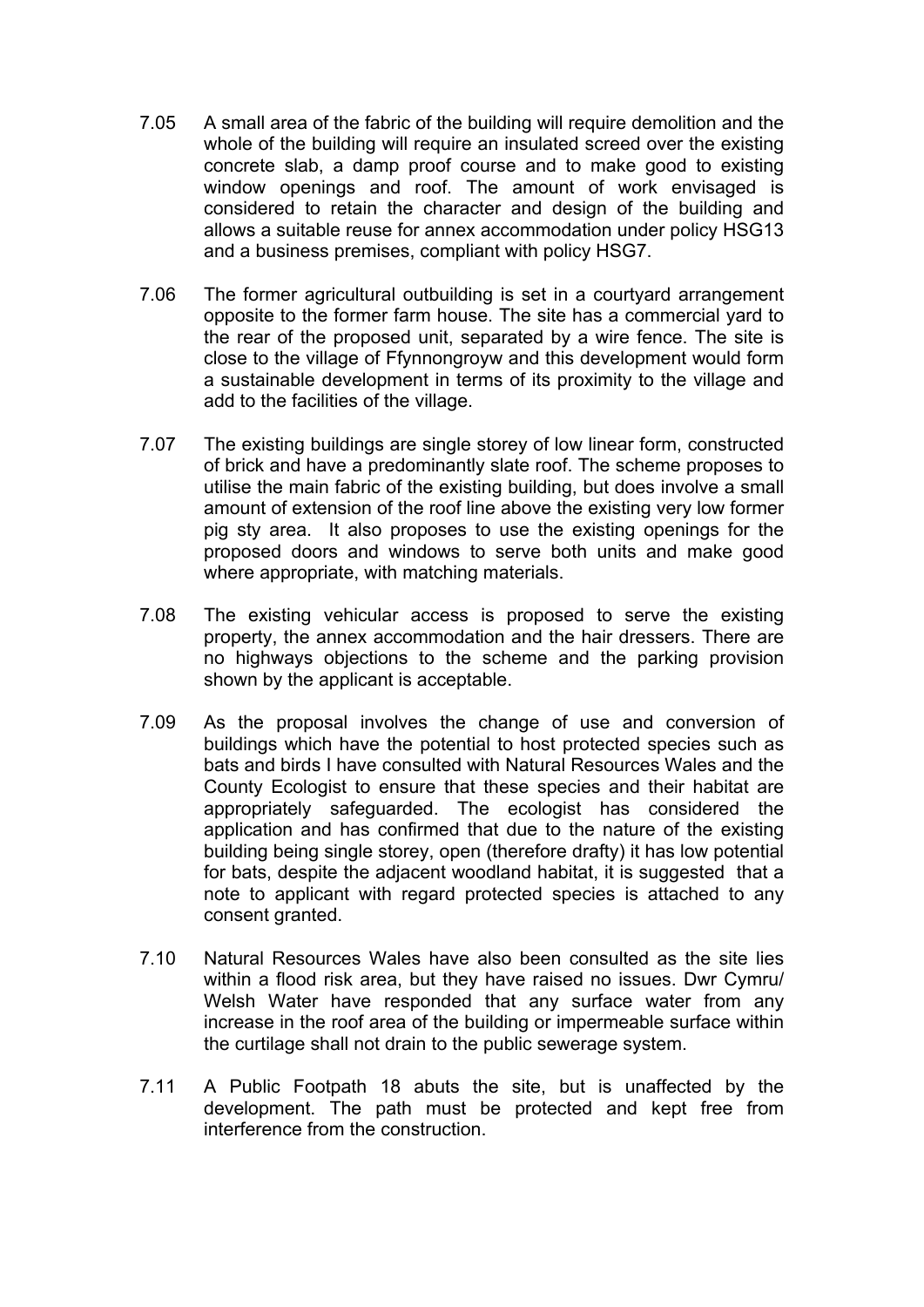7.05 A small area of the fabric of the building will require demolition and the whole of the building will require an insulated screed over the existing concrete slab, a damp proof course and to make good to existing window openings and roof. The amount of work envisaged is considered to retain the character and design of the building and allows a suitable reuse for annex accommodation under policy HSG13 and a business premises, compliant with policy HSG7.

7.06 The former agricultural outbuilding is set in a courtyard arrangement opposite to the former farm house. The site has a commercial yard to the rear of the proposed unit, separated by a wire fence. The site is close to the village of Ffynnongroyw and this development would form a sustainable development in terms of its proximity to the village and add to the facilities of the village.

7.07 The existing buildings are single storey of low linear form, constructed of brick and have a predominantly slate roof. The scheme proposes to utilise the main fabric of the existing building, but does involve a small amount of extension of the roof line above the existing very low former pig sty area. It also proposes to use the existing openings for the proposed doors and windows to serve both units and make good where appropriate, with matching materials.

7.08 The existing vehicular access is proposed to serve the existing property, the annex accommodation and the hair dressers. There are no highways objections to the scheme and the parking provision shown by the applicant is acceptable.

7.09 As the proposal involves the change of use and conversion of buildings which have the potential to host protected species such as bats and birds I have consulted with Natural Resources Wales and the County Ecologist to ensure that these species and their habitat are appropriately safeguarded. The ecologist has considered the application and has confirmed that due to the nature of the existing building being single storey, open (therefore drafty) it has low potential for bats, despite the adjacent woodland habitat, it is suggested that a note to applicant with regard protected species is attached to any consent granted.

7.10 Natural Resources Wales have also been consulted as the site lies within a flood risk area, but they have raised no issues. Dwr Cymru/ Welsh Water have responded that any surface water from any increase in the roof area of the building or impermeable surface within the curtilage shall not drain to the public sewerage system.

7.11 A Public Footpath 18 abuts the site, but is unaffected by the development. The path must be protected and kept free from interference from the construction.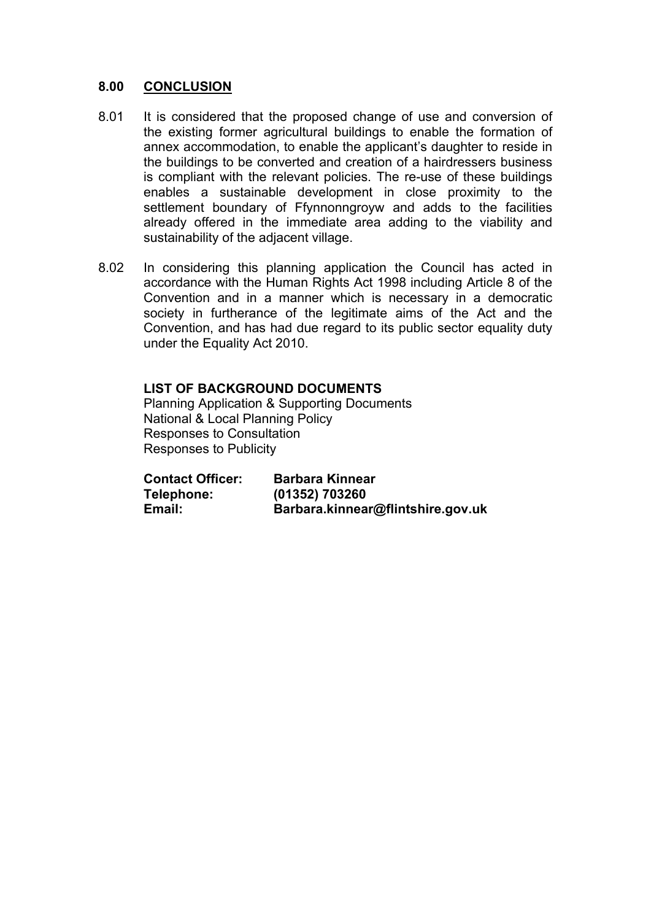## 8.00 CONCLUSION

8.01 It is considered that the proposed change of use and conversion of the existing former agricultural buildings to enable the formation of annex accommodation, to enable the applicant's daughter to reside in the buildings to be converted and creation of a hairdressers business is compliant with the relevant policies. The re-use of these buildings enables a sustainable development in close proximity to the settlement boundary of Ffynnonngroyw and adds to the facilities already offered in the immediate area adding to the viability and sustainability of the adjacent village.

8.02 In considering this planning application the Council has acted in accordance with the Human Rights Act 1998 including Article 8 of the Convention and in a manner which is necessary in a democratic society in furtherance of the legitimate aims of the Act and the Convention, and has had due regard to its public sector equality duty under the Equality Act 2010.

**LIST OF BACKGROUND DOCUMENTS**

Planning Application & Supporting Documents
National & Local Planning Policy
Responses to Consultation
Responses to Publicity

| | |
|---|---|
| **Contact Officer:** | **Barbara Kinnear** |
| **Telephone:** | **(01352) 703260** |
| **Email:** | **Barbara.kinnear@flintshire.gov.uk** |